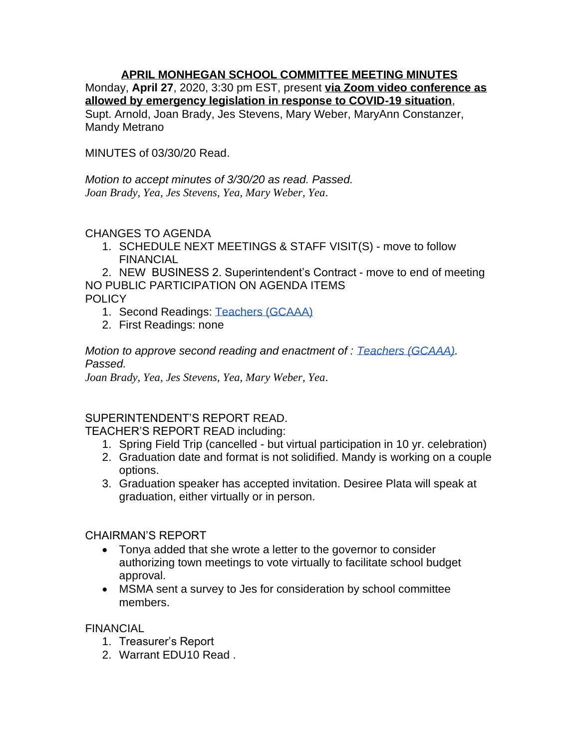# APRIL MONHEGAN SCHOOL COMMITTEE MEETING MINUTES

Monday, **April 27**, 2020, 3:30 pm EST, present **via Zoom video conference as allowed by emergency legislation in response to COVID-19 situation**, Supt. Arnold, Joan Brady, Jes Stevens, Mary Weber, MaryAnn Constanzer, Mandy Metrano

MINUTES of 03/30/20 Read.

*Motion to accept minutes of 3/30/20 as read. Passed.*
*Joan Brady, Yea, Jes Stevens, Yea, Mary Weber, Yea.*

CHANGES TO AGENDA

1. SCHEDULE NEXT MEETINGS & STAFF VISIT(S) - move to follow FINANCIAL
2. NEW BUSINESS 2. Superintendent's Contract - move to end of meeting

NO PUBLIC PARTICIPATION ON AGENDA ITEMS

POLICY

1. Second Readings: Teachers (GCAAA)
2. First Readings: none

*Motion to approve second reading and enactment of : Teachers (GCAAA). Passed.*
*Joan Brady, Yea, Jes Stevens, Yea, Mary Weber, Yea.*

SUPERINTENDENT'S REPORT READ.

TEACHER'S REPORT READ including:

1. Spring Field Trip (cancelled - but virtual participation in 10 yr. celebration)
2. Graduation date and format is not solidified. Mandy is working on a couple options.
3. Graduation speaker has accepted invitation. Desiree Plata will speak at graduation, either virtually or in person.

CHAIRMAN'S REPORT

- Tonya added that she wrote a letter to the governor to consider authorizing town meetings to vote virtually to facilitate school budget approval.
- MSMA sent a survey to Jes for consideration by school committee members.

FINANCIAL

1. Treasurer's Report
2. Warrant EDU10 Read .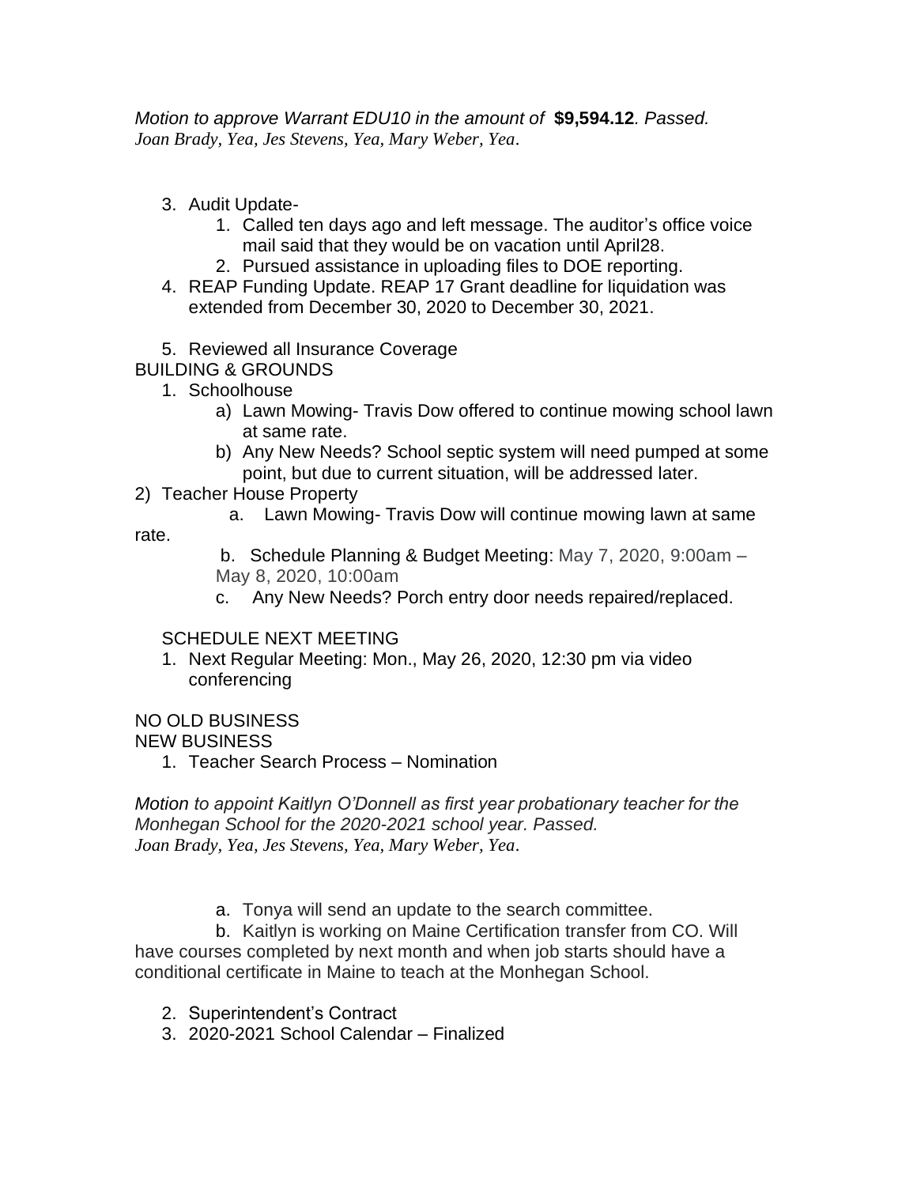*Motion to approve Warrant EDU10 in the amount of* **$9,594.12**. *Passed.*
*Joan Brady, Yea, Jes Stevens, Yea, Mary Weber, Yea.*

3. Audit Update-
    1. Called ten days ago and left message. The auditor's office voice mail said that they would be on vacation until April28.
    2. Pursued assistance in uploading files to DOE reporting.
4. REAP Funding Update. REAP 17 Grant deadline for liquidation was extended from December 30, 2020 to December 30, 2021.
5. Reviewed all Insurance Coverage

BUILDING & GROUNDS

1. Schoolhouse
    a) Lawn Mowing- Travis Dow offered to continue mowing school lawn at same rate.
    b) Any New Needs? School septic system will need pumped at some point, but due to current situation, will be addressed later.

2) Teacher House Property
    a. Lawn Mowing- Travis Dow will continue mowing lawn at same rate.
    b. Schedule Planning & Budget Meeting: May 7, 2020, 9:00am – May 8, 2020, 10:00am
    c. Any New Needs? Porch entry door needs repaired/replaced.

SCHEDULE NEXT MEETING

1. Next Regular Meeting: Mon., May 26, 2020, 12:30 pm via video conferencing

NO OLD BUSINESS

NEW BUSINESS

1. Teacher Search Process – Nomination

*Motion to appoint Kaitlyn O'Donnell as first year probationary teacher for the Monhegan School for the 2020-2021 school year. Passed.*
*Joan Brady, Yea, Jes Stevens, Yea, Mary Weber, Yea.*

a. Tonya will send an update to the search committee.

b. Kaitlyn is working on Maine Certification transfer from CO. Will have courses completed by next month and when job starts should have a conditional certificate in Maine to teach at the Monhegan School.

2. Superintendent's Contract
3. 2020-2021 School Calendar – Finalized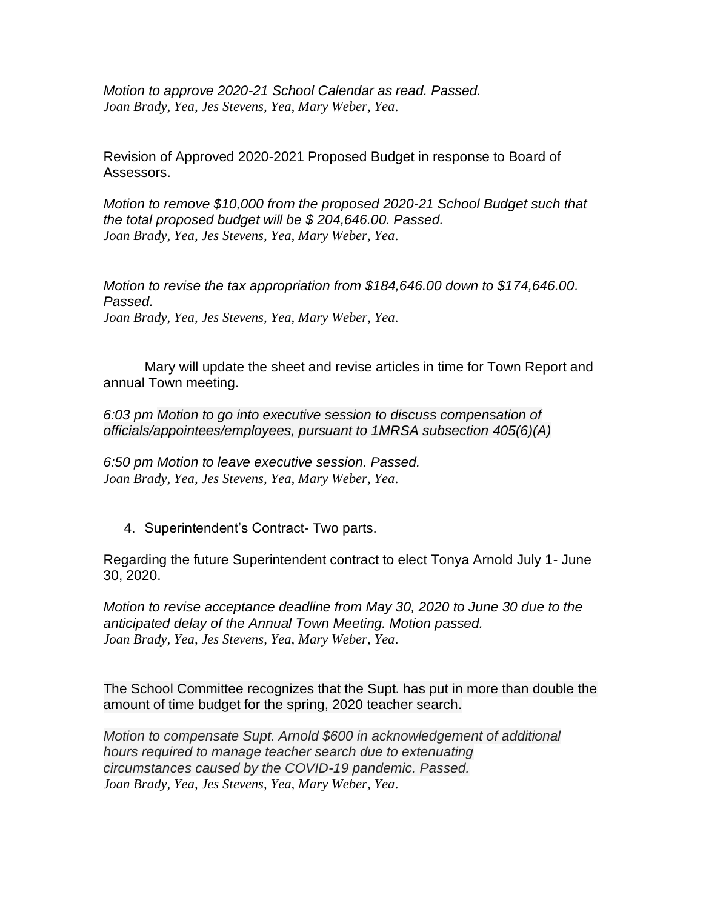*Motion to approve 2020-21 School Calendar as read. Passed.*
*Joan Brady, Yea, Jes Stevens, Yea, Mary Weber, Yea.*

Revision of Approved 2020-2021 Proposed Budget in response to Board of Assessors.

*Motion to remove $10,000 from the proposed 2020-21 School Budget such that the total proposed budget will be $ 204,646.00. Passed.*
*Joan Brady, Yea, Jes Stevens, Yea, Mary Weber, Yea.*

*Motion to revise the tax appropriation from $184,646.00 down to $174,646.00. Passed.*
*Joan Brady, Yea, Jes Stevens, Yea, Mary Weber, Yea.*

Mary will update the sheet and revise articles in time for Town Report and annual Town meeting.

*6:03 pm Motion to go into executive session to discuss compensation of officials/appointees/employees, pursuant to 1MRSA subsection 405(6)(A)*

*6:50 pm Motion to leave executive session. Passed.*
*Joan Brady, Yea, Jes Stevens, Yea, Mary Weber, Yea.*

4. Superintendent's Contract- Two parts.

Regarding the future Superintendent contract to elect Tonya Arnold July 1- June 30, 2020.

*Motion to revise acceptance deadline from May 30, 2020 to June 30 due to the anticipated delay of the Annual Town Meeting. Motion passed.*
*Joan Brady, Yea, Jes Stevens, Yea, Mary Weber, Yea.*

The School Committee recognizes that the Supt. has put in more than double the amount of time budget for the spring, 2020 teacher search.

*Motion to compensate Supt. Arnold $600 in acknowledgement of additional hours required to manage teacher search due to extenuating circumstances caused by the COVID-19 pandemic. Passed.*
*Joan Brady, Yea, Jes Stevens, Yea, Mary Weber, Yea.*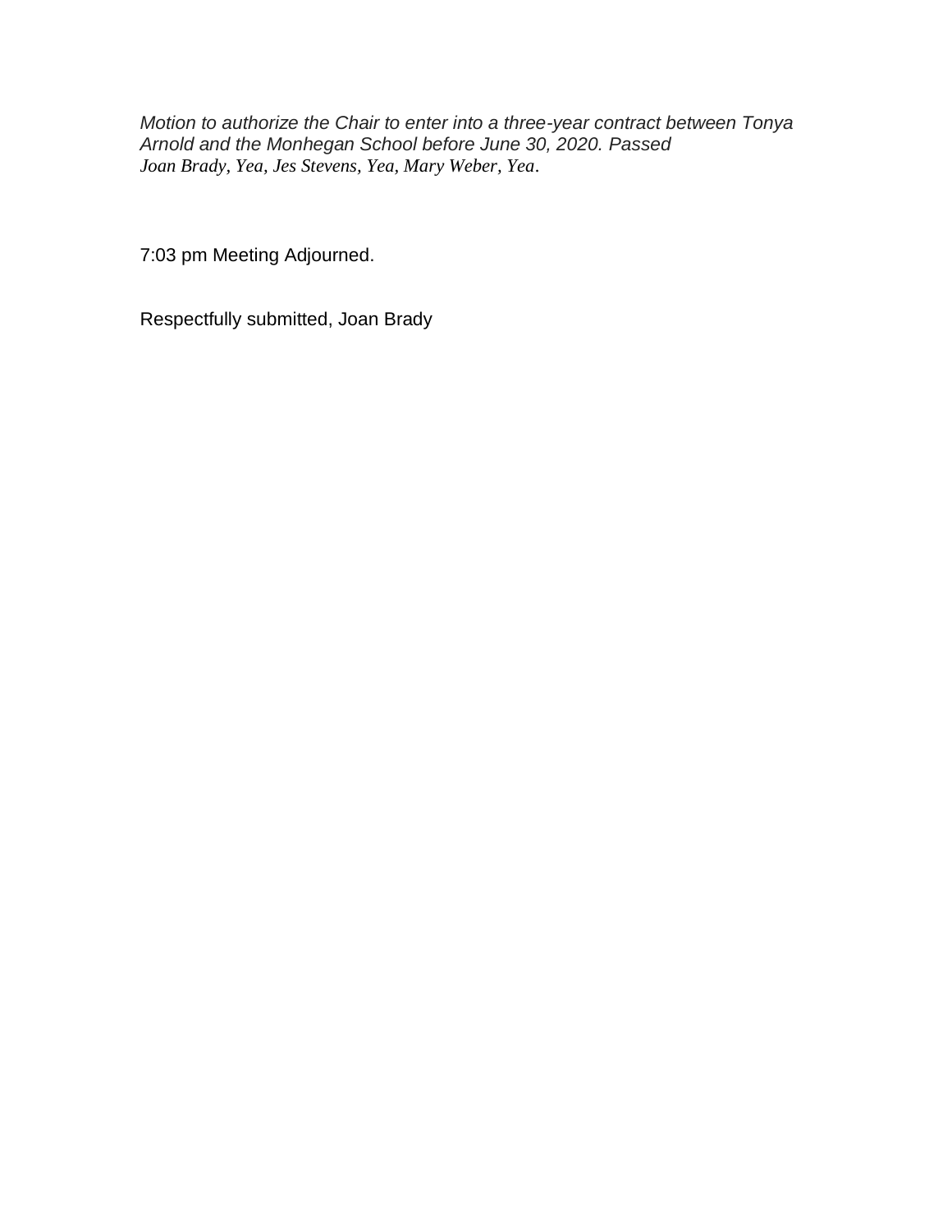*Motion to authorize the Chair to enter into a three-year contract between Tonya Arnold and the Monhegan School before June 30, 2020. Passed*
*Joan Brady, Yea, Jes Stevens, Yea, Mary Weber, Yea.*

7:03 pm Meeting Adjourned.

Respectfully submitted, Joan Brady